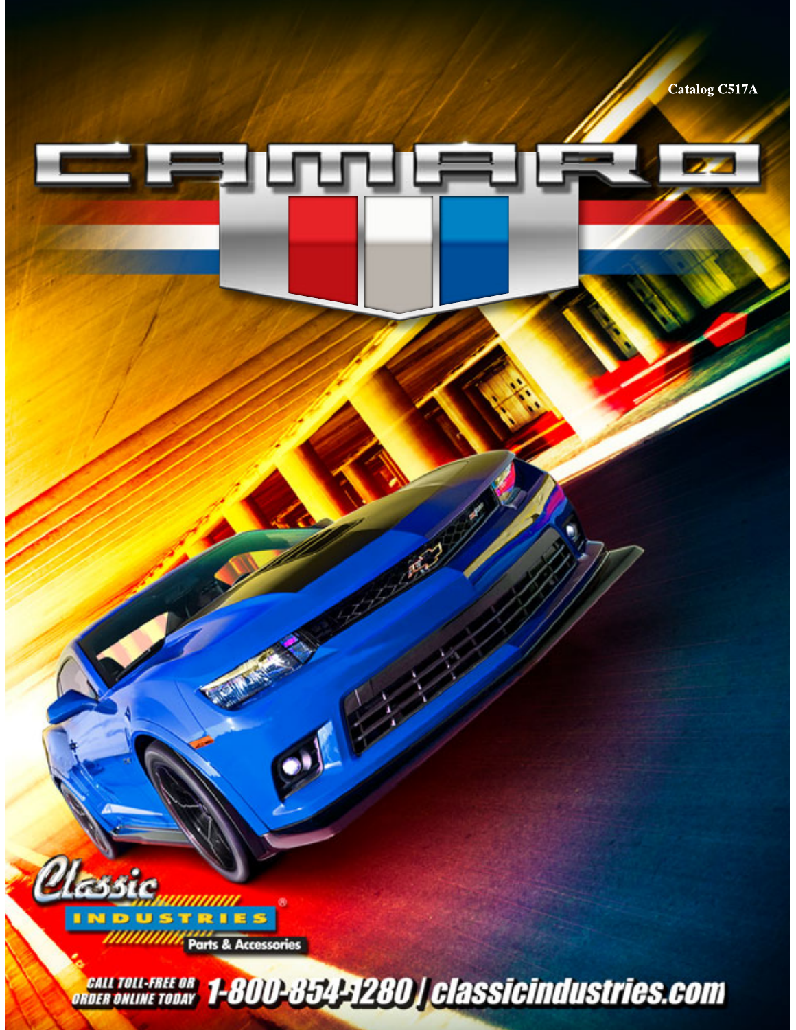Catalog C517A

# CAMARO

Classic Industries® Parts & Accessories

CALL TOLL-FREE OR ORDER ONLINE TODAY 1-800-854-1280 | classicindustries.com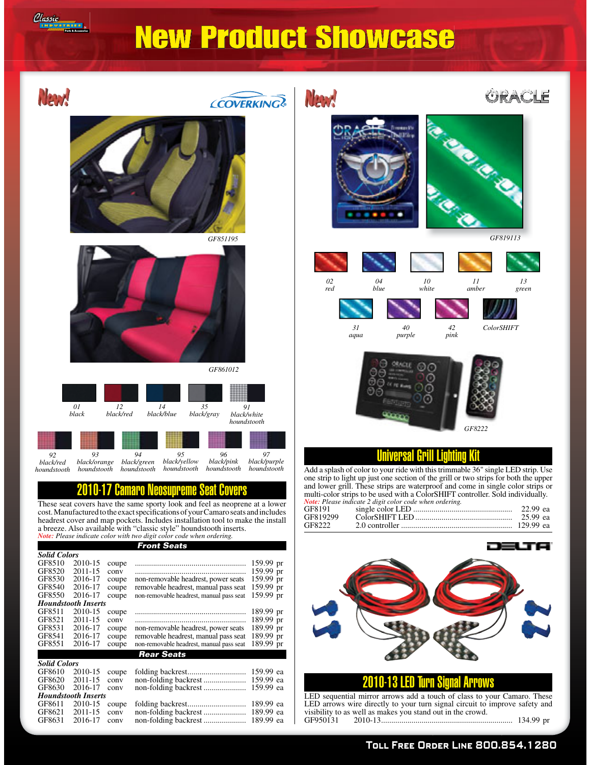# New Product Showcase

## New! COVERKING

GF851195

GF861012

01 black | 12 black/red | 14 black/blue | 35 black/gray | 91 black/white houndstooth

92 black/red houndstooth | 93 black/orange houndstooth | 94 black/green houndstooth | 95 black/yellow houndstooth | 96 black/pink houndstooth | 97 black/purple houndstooth

## 2010-17 Camaro Neosupreme Seat Covers

These seat covers have the same sporty look and feel as neoprene at a lower cost. Manufactured to the exact specifications of your Camaro seats and includes headrest cover and map pockets. Includes installation tool to make the install a breeze. Also available with "classic style" houndstooth inserts.
*Note: Please indicate color with two digit color code when ordering.*

### Front Seats

| | | | | |
|---|---|---|---|---|
| ***Solid Colors*** | | | | |
| GF8510 | 2010-15 | coupe | | 159.99 pr |
| GF8520 | 2011-15 | conv | | 159.99 pr |
| GF8530 | 2016-17 | coupe | non-removable headrest, power seats | 159.99 pr |
| GF8540 | 2016-17 | coupe | removable headrest, manual pass seat | 159.99 pr |
| GF8550 | 2016-17 | coupe | non-removable headrest, manual pass seat | 159.99 pr |
| ***Houndstooth Inserts*** | | | | |
| GF8511 | 2010-15 | coupe | | 189.99 pr |
| GF8521 | 2011-15 | conv | | 189.99 pr |
| GF8531 | 2016-17 | coupe | non-removable headrest, power seats | 189.99 pr |
| GF8541 | 2016-17 | coupe | removable headrest, manual pass seat | 189.99 pr |
| GF8551 | 2016-17 | coupe | non-removable headrest, manual pass seat | 189.99 pr |

### Rear Seats

| | | | | |
|---|---|---|---|---|
| ***Solid Colors*** | | | | |
| GF8610 | 2010-15 | coupe | folding backrest | 159.99 ea |
| GF8620 | 2011-15 | conv | non-folding backrest | 159.99 ea |
| GF8630 | 2016-17 | conv | non-folding backrest | 159.99 ea |
| ***Houndstooth Inserts*** | | | | |
| GF8611 | 2010-15 | coupe | folding backrest | 189.99 ea |
| GF8621 | 2011-15 | conv | non-folding backrest | 189.99 ea |
| GF8631 | 2016-17 | conv | non-folding backrest | 189.99 ea |

## New! ORACLE

GF819113

02 red | 04 blue | 10 white | 11 amber | 13 green

31 aqua | 40 purple | 42 pink | ColorSHIFT

GF8222

## Universal Grill Lighting Kit

Add a splash of color to your ride with this trimmable 36" single LED strip. Use one strip to light up just one section of the grill or two strips for both the upper and lower grill. These strips are waterproof and come in single color strips or multi-color strips to be used with a ColorSHIFT controller. Sold individually.
*Note: Please indicate 2 digit color code when ordering.*

| | | |
|---|---|---|
| GF8191 | single color LED | 22.99 ea |
| GF819299 | ColorSHIFT LED | 25.99 ea |
| GF8222 | 2.0 controller | 129.99 ea |

DELTA

## 2010-13 LED Turn Signal Arrows

LED sequential mirror arrows add a touch of class to your Camaro. These LED arrows wire directly to your turn signal circuit to improve safety and visibility to as well as makes you stand out in the crowd.

| | | |
|---|---|---|
| GF950131 | 2010-13 | 134.99 pr |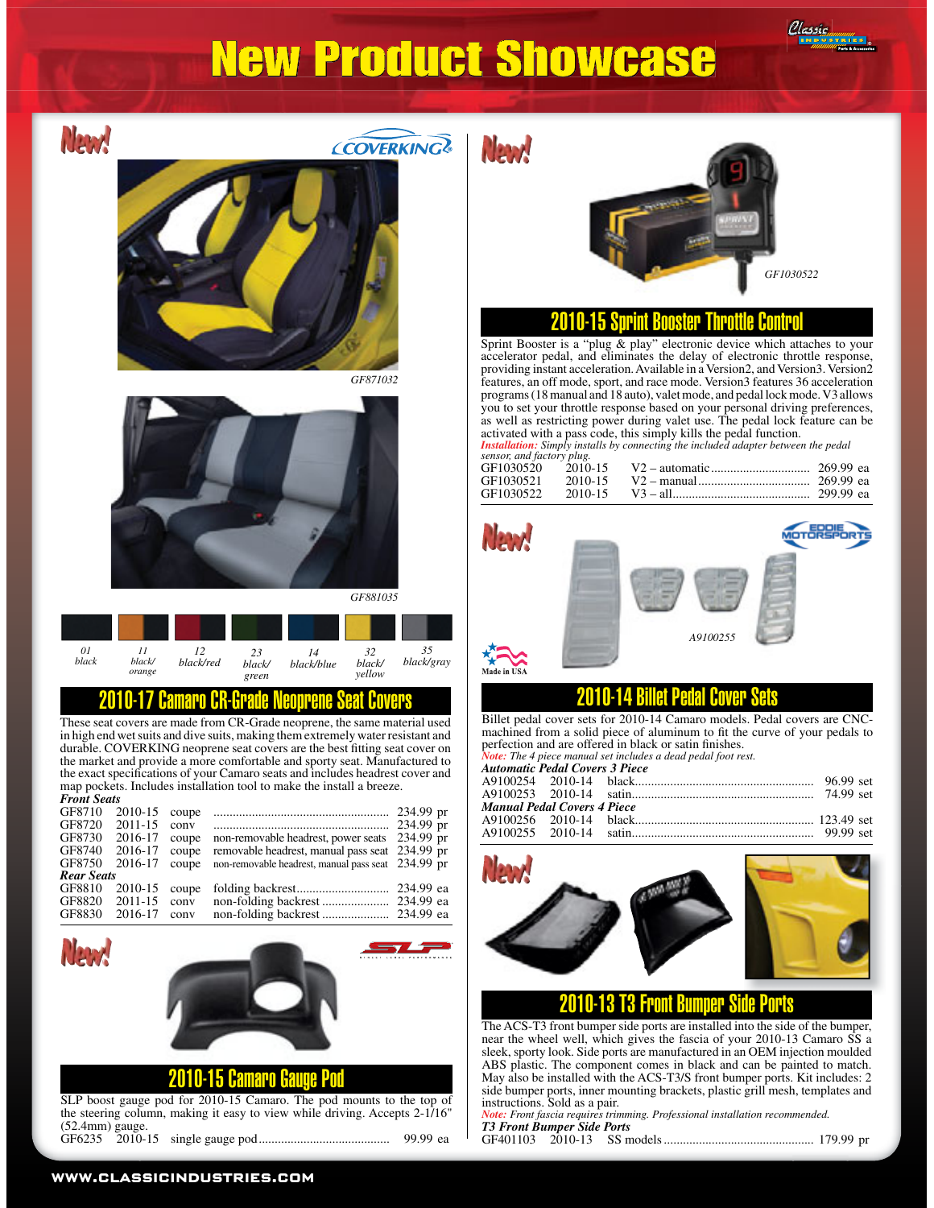# New Product Showcase

New!

COVERKING

GF871032

GF881035

| 01 | 11 | 12 | 23 | 14 | 32 | 35 |
|---|---|---|---|---|---|---|
| black | black/ orange | black/red | black/ green | black/blue | black/ yellow | black/gray |

## 2010-17 Camaro CR-Grade Neoprene Seat Covers

These seat covers are made from CR-Grade neoprene, the same material used in high end wet suits and dive suits, making them extremely water resistant and durable. COVERKING neoprene seat covers are the best fitting seat cover on the market and provide a more comfortable and sporty seat. Manufactured to the exact specifications of your Camaro seats and includes headrest cover and map pockets. Includes installation tool to make the install a breeze.

***Front Seats***

| | | | | |
|---|---|---|---|---|
| GF8710 | 2010-15 | coupe | | 234.99 pr |
| GF8720 | 2011-15 | conv | | 234.99 pr |
| GF8730 | 2016-17 | coupe | non-removable headrest, power seats | 234.99 pr |
| GF8740 | 2016-17 | coupe | removable headrest, manual pass seat | 234.99 pr |
| GF8750 | 2016-17 | coupe | non-removable headrest, manual pass seat | 234.99 pr |

***Rear Seats***

| | | | | |
|---|---|---|---|---|
| GF8810 | 2010-15 | coupe | folding backrest | 234.99 ea |
| GF8820 | 2011-15 | conv | non-folding backrest | 234.99 ea |
| GF8830 | 2016-17 | conv | non-folding backrest | 234.99 ea |

New!

SLP

## 2010-15 Camaro Gauge Pod

SLP boost gauge pod for 2010-15 Camaro. The pod mounts to the top of the steering column, making it easy to view while driving. Accepts 2-1/16" (52.4mm) gauge.

| | | | |
|---|---|---|---|
| GF6235 | 2010-15 | single gauge pod | 99.99 ea |

New!

GF1030522

## 2010-15 Sprint Booster Throttle Control

Sprint Booster is a "plug & play" electronic device which attaches to your accelerator pedal, and eliminates the delay of electronic throttle response, providing instant acceleration. Available in a Version2, and Version3. Version2 features, an off mode, sport, and race mode. Version3 features 36 acceleration programs (18 manual and 18 auto), valet mode, and pedal lock mode. V3 allows you to set your throttle response based on your personal driving preferences, as well as restricting power during valet use. The pedal lock feature can be activated with a pass code, this simply kills the pedal function.

*Installation: Simply installs by connecting the included adapter between the pedal sensor, and factory plug.*

| | | | |
|---|---|---|---|
| GF1030520 | 2010-15 | V2 – automatic | 269.99 ea |
| GF1030521 | 2010-15 | V2 – manual | 269.99 ea |
| GF1030522 | 2010-15 | V3 – all | 299.99 ea |

New!

EDDIE MOTORSPORTS

A9100255

Made in USA

## 2010-14 Billet Pedal Cover Sets

Billet pedal cover sets for 2010-14 Camaro models. Pedal covers are CNC-machined from a solid piece of aluminum to fit the curve of your pedals to perfection and are offered in black or satin finishes.

*Note: The 4 piece manual set includes a dead pedal foot rest.*

***Automatic Pedal Covers 3 Piece***

| | | | |
|---|---|---|---|
| A9100254 | 2010-14 | black | 96.99 set |
| A9100253 | 2010-14 | satin | 74.99 set |

***Manual Pedal Covers 4 Piece***

| | | | |
|---|---|---|---|
| A9100256 | 2010-14 | black | 123.49 set |
| A9100255 | 2010-14 | satin | 99.99 set |

New!

## 2010-13 T3 Front Bumper Side Ports

The ACS-T3 front bumper side ports are installed into the side of the bumper, near the wheel well, which gives the fascia of your 2010-13 Camaro SS a sleek, sporty look. Side ports are manufactured in an OEM injection moulded ABS plastic. The component comes in black and can be painted to match. May also be installed with the ACS-T3/S front bumper ports. Kit includes: 2 side bumper ports, inner mounting brackets, plastic grill mesh, templates and instructions. Sold as a pair.

*Note: Front fascia requires trimming. Professional installation recommended.*

***T3 Front Bumper Side Ports***

| | | | |
|---|---|---|---|
| GF401103 | 2010-13 | SS models | 179.99 pr |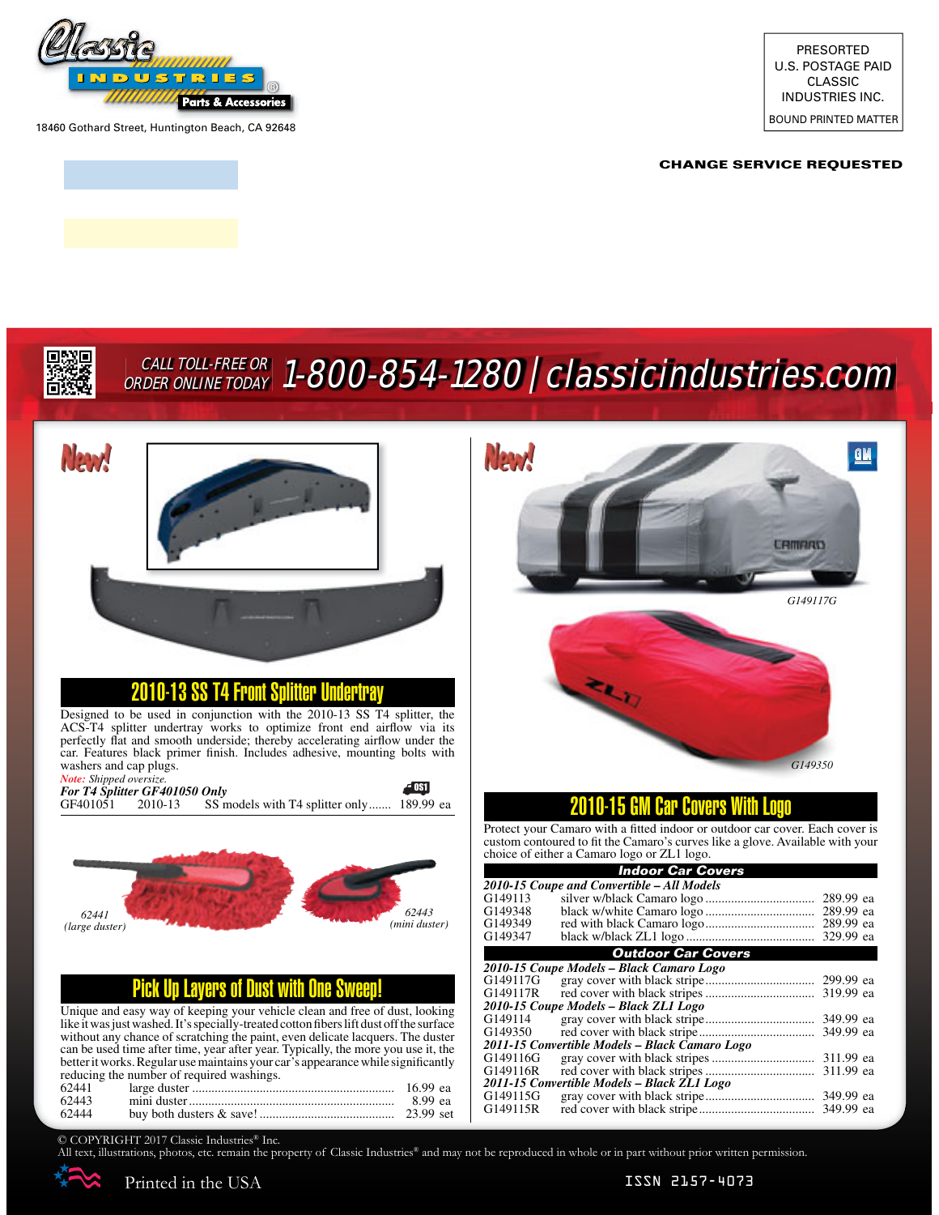Classic Industries® Parts & Accessories

18460 Gothard Street, Huntington Beach, CA 92648

PRESORTED
U.S. POSTAGE PAID
CLASSIC
INDUSTRIES INC.
BOUND PRINTED MATTER

**CHANGE SERVICE REQUESTED**

CALL TOLL-FREE OR ORDER ONLINE TODAY 1-800-854-1280 | classicindustries.com

New!

## 2010-13 SS T4 Front Splitter Undertray

Designed to be used in conjunction with the 2010-13 SS T4 splitter, the ACS-T4 splitter undertray works to optimize front end airflow via its perfectly flat and smooth underside; thereby accelerating airflow under the car. Features black primer finish. Includes adhesive, mounting bolts with washers and cap plugs.

*Note: Shipped oversize.*

***For T4 Splitter GF401050 Only***

| | | | |
|---|---|---|---|
| GF401051 | 2010-13 | SS models with T4 splitter only | 189.99 ea |

62441 (large duster)

62443 (mini duster)

## Pick Up Layers of Dust with One Sweep!

Unique and easy way of keeping your vehicle clean and free of dust, looking like it was just washed. It's specially-treated cotton fibers lift dust off the surface without any chance of scratching the paint, even delicate lacquers. The duster can be used time after time, year after year. Typically, the more you use it, the better it works. Regular use maintains your car's appearance while significantly reducing the number of required washings.

| | | |
|---|---|---|
| 62441 | large duster | 16.99 ea |
| 62443 | mini duster | 8.99 ea |
| 62444 | buy both dusters & save! | 23.99 set |

New!

G149117G

G149350

## 2010-15 GM Car Covers With Logo

Protect your Camaro with a fitted indoor or outdoor car cover. Each cover is custom contoured to fit the Camaro's curves like a glove. Available with your choice of either a Camaro logo or ZL1 logo.

**Indoor Car Covers**

***2010-15 Coupe and Convertible – All Models***

| | | |
|---|---|---|
| G149113 | silver w/black Camaro logo | 289.99 ea |
| G149348 | black w/white Camaro logo | 289.99 ea |
| G149349 | red with black Camaro logo | 289.99 ea |
| G149347 | black w/black ZL1 logo | 329.99 ea |

**Outdoor Car Covers**

***2010-15 Coupe Models – Black Camaro Logo***

| | | |
|---|---|---|
| G149117G | gray cover with black stripe | 299.99 ea |
| G149117R | red cover with black stripes | 319.99 ea |

***2010-15 Coupe Models – Black ZL1 Logo***

| | | |
|---|---|---|
| G149114 | gray cover with black stripe | 349.99 ea |
| G149350 | red cover with black stripe | 349.99 ea |

***2011-15 Convertible Models – Black Camaro Logo***

| | | |
|---|---|---|
| G149116G | gray cover with black stripes | 311.99 ea |
| G149116R | red cover with black stripes | 311.99 ea |

***2011-15 Convertible Models – Black ZL1 Logo***

| | | |
|---|---|---|
| G149115G | gray cover with black stripe | 349.99 ea |
| G149115R | red cover with black stripe | 349.99 ea |

© COPYRIGHT 2017 Classic Industries® Inc.
All text, illustrations, photos, etc. remain the property of Classic Industries® and may not be reproduced in whole or in part without prior written permission.

Printed in the USA

ISSN 2157-4073